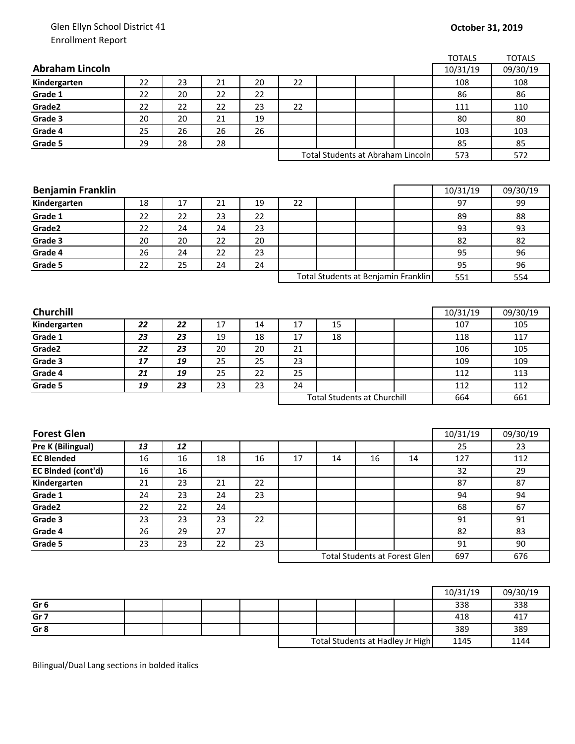Glen Ellyn School District 41
Enrollment Report

**October 31, 2019**

| **Abraham Lincoln** | | | | | | | | | TOTALS 10/31/19 | TOTALS 09/30/19 |
|---|---|---|---|---|---|---|---|---|---|---|
| **Kindergarten** | 22 | 23 | 21 | 20 | 22 | | | | 108 | 108 |
| **Grade 1** | 22 | 20 | 22 | 22 | | | | | 86 | 86 |
| **Grade2** | 22 | 22 | 22 | 23 | 22 | | | | 111 | 110 |
| **Grade 3** | 20 | 20 | 21 | 19 | | | | | 80 | 80 |
| **Grade 4** | 25 | 26 | 26 | 26 | | | | | 103 | 103 |
| **Grade 5** | 29 | 28 | 28 | | | | | | 85 | 85 |
| | | | | | Total Students at Abraham Lincoln | | | | 573 | 572 |

| **Benjamin Franklin** | | | | | | | | | 10/31/19 | 09/30/19 |
|---|---|---|---|---|---|---|---|---|---|---|
| **Kindergarten** | 18 | 17 | 21 | 19 | 22 | | | | 97 | 99 |
| **Grade 1** | 22 | 22 | 23 | 22 | | | | | 89 | 88 |
| **Grade2** | 22 | 24 | 24 | 23 | | | | | 93 | 93 |
| **Grade 3** | 20 | 20 | 22 | 20 | | | | | 82 | 82 |
| **Grade 4** | 26 | 24 | 22 | 23 | | | | | 95 | 96 |
| **Grade 5** | 22 | 25 | 24 | 24 | | | | | 95 | 96 |
| | | | | | Total Students at Benjamin Franklin | | | | 551 | 554 |

| **Churchill** | | | | | | | | | 10/31/19 | 09/30/19 |
|---|---|---|---|---|---|---|---|---|---|---|
| **Kindergarten** | ***22*** | ***22*** | 17 | 14 | 17 | 15 | | | 107 | 105 |
| **Grade 1** | ***23*** | ***23*** | 19 | 18 | 17 | 18 | | | 118 | 117 |
| **Grade2** | ***22*** | ***23*** | 20 | 20 | 21 | | | | 106 | 105 |
| **Grade 3** | ***17*** | ***19*** | 25 | 25 | 23 | | | | 109 | 109 |
| **Grade 4** | ***21*** | ***19*** | 25 | 22 | 25 | | | | 112 | 113 |
| **Grade 5** | ***19*** | ***23*** | 23 | 23 | 24 | | | | 112 | 112 |
| | | | | | Total Students at Churchill | | | | 664 | 661 |

| **Forest Glen** | | | | | | | | | 10/31/19 | 09/30/19 |
|---|---|---|---|---|---|---|---|---|---|---|
| **Pre K (Bilingual)** | ***13*** | ***12*** | | | | | | | 25 | 23 |
| **EC Blended** | 16 | 16 | 18 | 16 | 17 | 14 | 16 | 14 | 127 | 112 |
| **EC Blnded (cont'd)** | 16 | 16 | | | | | | | 32 | 29 |
| **Kindergarten** | 21 | 23 | 21 | 22 | | | | | 87 | 87 |
| **Grade 1** | 24 | 23 | 24 | 23 | | | | | 94 | 94 |
| **Grade2** | 22 | 22 | 24 | | | | | | 68 | 67 |
| **Grade 3** | 23 | 23 | 23 | 22 | | | | | 91 | 91 |
| **Grade 4** | 26 | 29 | 27 | | | | | | 82 | 83 |
| **Grade 5** | 23 | 23 | 22 | 23 | | | | | 91 | 90 |
| | | | | | Total Students at Forest Glen | | | | 697 | 676 |

| | | | | | | | | | 10/31/19 | 09/30/19 |
|---|---|---|---|---|---|---|---|---|---|---|
| **Gr 6** | | | | | | | | | 338 | 338 |
| **Gr 7** | | | | | | | | | 418 | 417 |
| **Gr 8** | | | | | | | | | 389 | 389 |
| | | | | | Total Students at Hadley Jr High | | | | 1145 | 1144 |

Bilingual/Dual Lang sections in bolded italics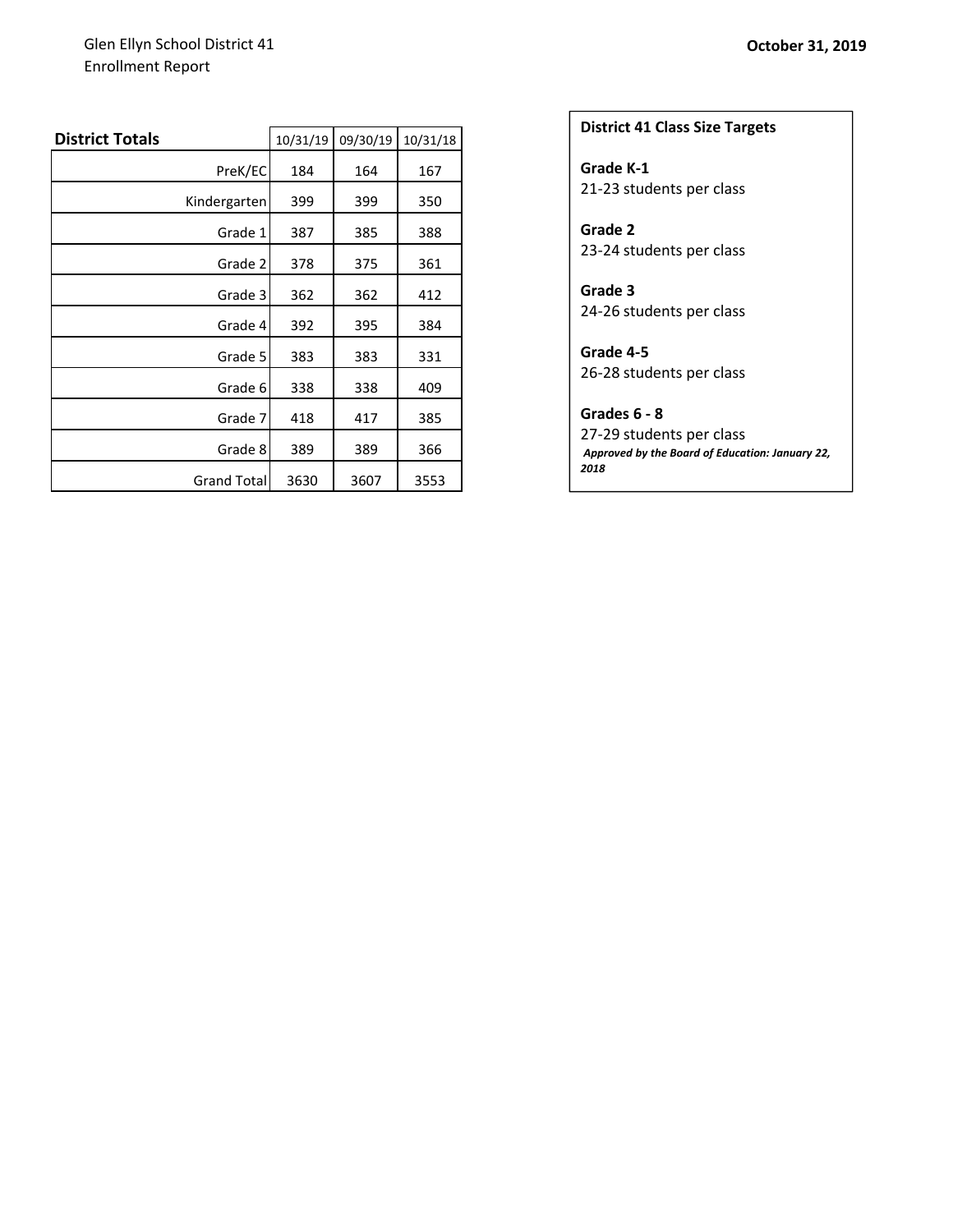Glen Ellyn School District 41
Enrollment Report

**October 31, 2019**

| District Totals | 10/31/19 | 09/30/19 | 10/31/18 |
|---|---|---|---|
| PreK/EC | 184 | 164 | 167 |
| Kindergarten | 399 | 399 | 350 |
| Grade 1 | 387 | 385 | 388 |
| Grade 2 | 378 | 375 | 361 |
| Grade 3 | 362 | 362 | 412 |
| Grade 4 | 392 | 395 | 384 |
| Grade 5 | 383 | 383 | 331 |
| Grade 6 | 338 | 338 | 409 |
| Grade 7 | 418 | 417 | 385 |
| Grade 8 | 389 | 389 | 366 |
| Grand Total | 3630 | 3607 | 3553 |

**District 41 Class Size Targets**

**Grade K-1**
21-23 students per class

**Grade 2**
23-24 students per class

**Grade 3**
24-26 students per class

**Grade 4-5**
26-28 students per class

**Grades 6 - 8**
27-29 students per class

***Approved by the Board of Education: January 22, 2018***